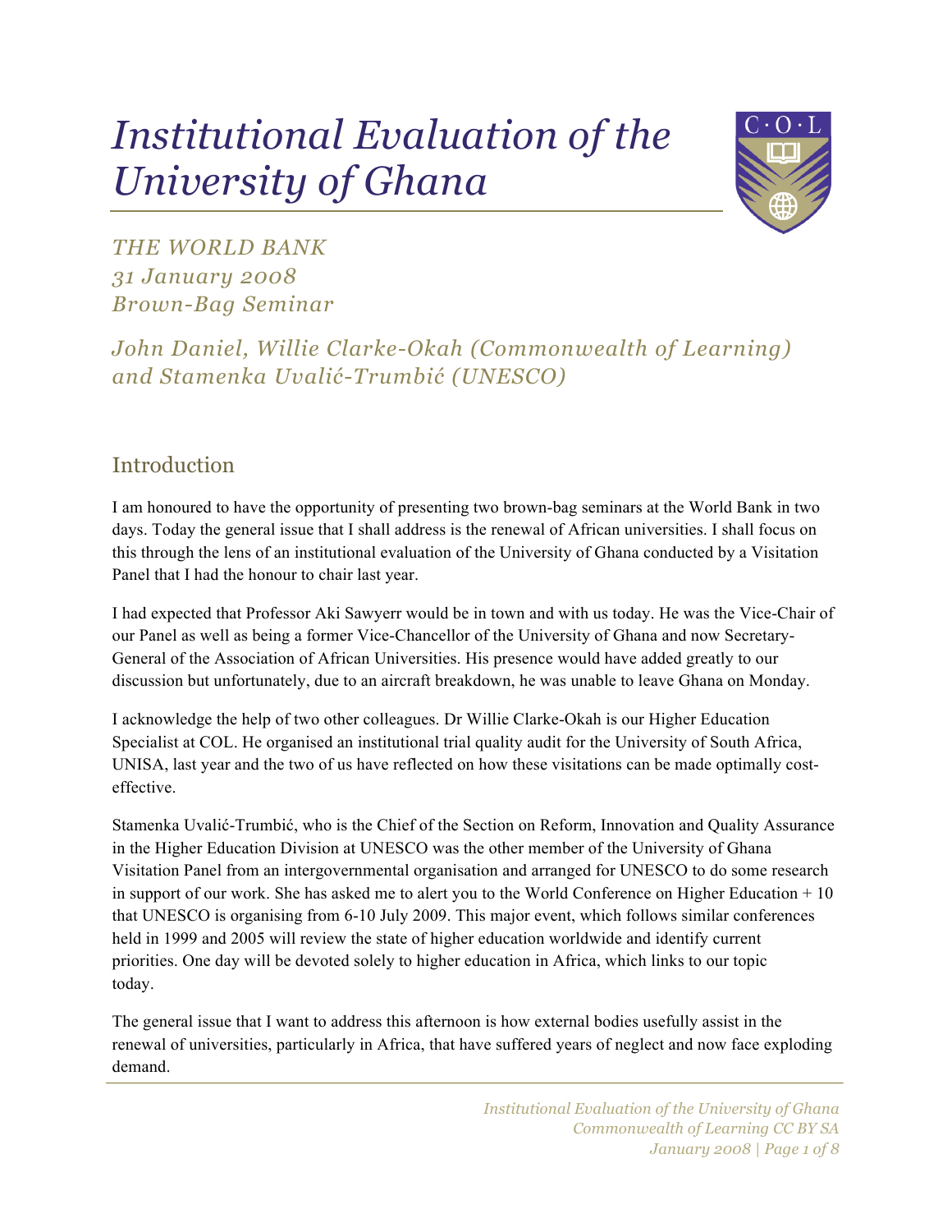# Institutional Evaluation of the University of Ghana

*THE WORLD BANK*
*31 January 2008*
*Brown-Bag Seminar*

*John Daniel, Willie Clarke-Okah (Commonwealth of Learning) and Stamenka Uvalić-Trumbić (UNESCO)*

## Introduction

I am honoured to have the opportunity of presenting two brown-bag seminars at the World Bank in two days. Today the general issue that I shall address is the renewal of African universities. I shall focus on this through the lens of an institutional evaluation of the University of Ghana conducted by a Visitation Panel that I had the honour to chair last year.

I had expected that Professor Aki Sawyerr would be in town and with us today. He was the Vice-Chair of our Panel as well as being a former Vice-Chancellor of the University of Ghana and now Secretary-General of the Association of African Universities. His presence would have added greatly to our discussion but unfortunately, due to an aircraft breakdown, he was unable to leave Ghana on Monday.

I acknowledge the help of two other colleagues. Dr Willie Clarke-Okah is our Higher Education Specialist at COL. He organised an institutional trial quality audit for the University of South Africa, UNISA, last year and the two of us have reflected on how these visitations can be made optimally cost-effective.

Stamenka Uvalić-Trumbić, who is the Chief of the Section on Reform, Innovation and Quality Assurance in the Higher Education Division at UNESCO was the other member of the University of Ghana Visitation Panel from an intergovernmental organisation and arranged for UNESCO to do some research in support of our work. She has asked me to alert you to the World Conference on Higher Education + 10 that UNESCO is organising from 6-10 July 2009. This major event, which follows similar conferences held in 1999 and 2005 will review the state of higher education worldwide and identify current priorities. One day will be devoted solely to higher education in Africa, which links to our topic today.

The general issue that I want to address this afternoon is how external bodies usefully assist in the renewal of universities, particularly in Africa, that have suffered years of neglect and now face exploding demand.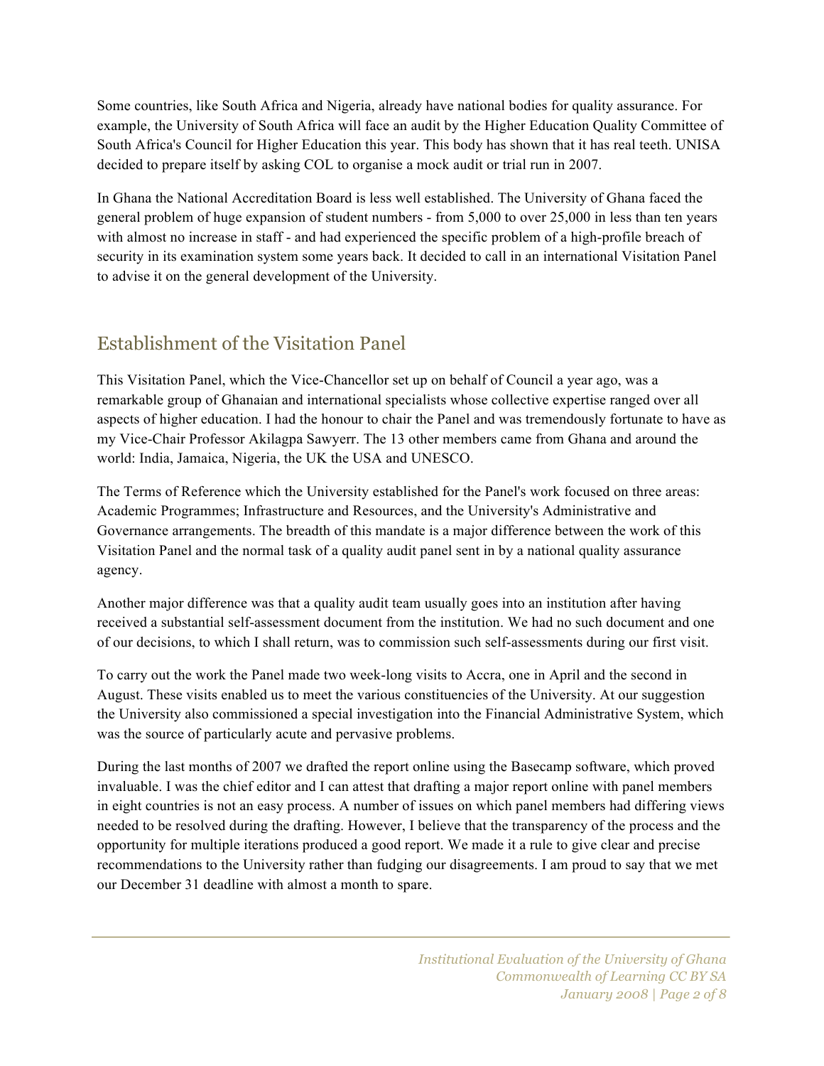Some countries, like South Africa and Nigeria, already have national bodies for quality assurance. For example, the University of South Africa will face an audit by the Higher Education Quality Committee of South Africa's Council for Higher Education this year. This body has shown that it has real teeth. UNISA decided to prepare itself by asking COL to organise a mock audit or trial run in 2007.

In Ghana the National Accreditation Board is less well established. The University of Ghana faced the general problem of huge expansion of student numbers - from 5,000 to over 25,000 in less than ten years with almost no increase in staff - and had experienced the specific problem of a high-profile breach of security in its examination system some years back. It decided to call in an international Visitation Panel to advise it on the general development of the University.

## Establishment of the Visitation Panel

This Visitation Panel, which the Vice-Chancellor set up on behalf of Council a year ago, was a remarkable group of Ghanaian and international specialists whose collective expertise ranged over all aspects of higher education. I had the honour to chair the Panel and was tremendously fortunate to have as my Vice-Chair Professor Akilagpa Sawyerr. The 13 other members came from Ghana and around the world: India, Jamaica, Nigeria, the UK the USA and UNESCO.

The Terms of Reference which the University established for the Panel's work focused on three areas: Academic Programmes; Infrastructure and Resources, and the University's Administrative and Governance arrangements. The breadth of this mandate is a major difference between the work of this Visitation Panel and the normal task of a quality audit panel sent in by a national quality assurance agency.

Another major difference was that a quality audit team usually goes into an institution after having received a substantial self-assessment document from the institution. We had no such document and one of our decisions, to which I shall return, was to commission such self-assessments during our first visit.

To carry out the work the Panel made two week-long visits to Accra, one in April and the second in August. These visits enabled us to meet the various constituencies of the University. At our suggestion the University also commissioned a special investigation into the Financial Administrative System, which was the source of particularly acute and pervasive problems.

During the last months of 2007 we drafted the report online using the Basecamp software, which proved invaluable. I was the chief editor and I can attest that drafting a major report online with panel members in eight countries is not an easy process. A number of issues on which panel members had differing views needed to be resolved during the drafting. However, I believe that the transparency of the process and the opportunity for multiple iterations produced a good report. We made it a rule to give clear and precise recommendations to the University rather than fudging our disagreements. I am proud to say that we met our December 31 deadline with almost a month to spare.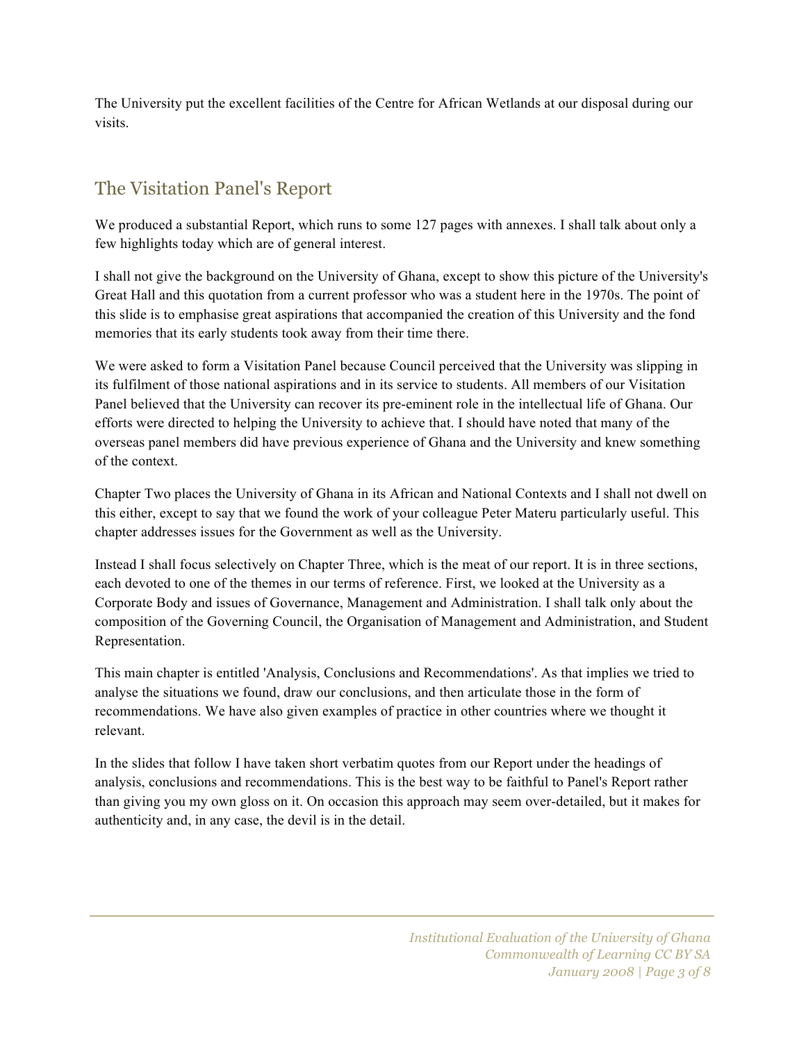The University put the excellent facilities of the Centre for African Wetlands at our disposal during our visits.

## The Visitation Panel's Report

We produced a substantial Report, which runs to some 127 pages with annexes. I shall talk about only a few highlights today which are of general interest.

I shall not give the background on the University of Ghana, except to show this picture of the University's Great Hall and this quotation from a current professor who was a student here in the 1970s. The point of this slide is to emphasise great aspirations that accompanied the creation of this University and the fond memories that its early students took away from their time there.

We were asked to form a Visitation Panel because Council perceived that the University was slipping in its fulfilment of those national aspirations and in its service to students. All members of our Visitation Panel believed that the University can recover its pre-eminent role in the intellectual life of Ghana. Our efforts were directed to helping the University to achieve that. I should have noted that many of the overseas panel members did have previous experience of Ghana and the University and knew something of the context.

Chapter Two places the University of Ghana in its African and National Contexts and I shall not dwell on this either, except to say that we found the work of your colleague Peter Materu particularly useful. This chapter addresses issues for the Government as well as the University.

Instead I shall focus selectively on Chapter Three, which is the meat of our report. It is in three sections, each devoted to one of the themes in our terms of reference. First, we looked at the University as a Corporate Body and issues of Governance, Management and Administration. I shall talk only about the composition of the Governing Council, the Organisation of Management and Administration, and Student Representation.

This main chapter is entitled 'Analysis, Conclusions and Recommendations'. As that implies we tried to analyse the situations we found, draw our conclusions, and then articulate those in the form of recommendations. We have also given examples of practice in other countries where we thought it relevant.

In the slides that follow I have taken short verbatim quotes from our Report under the headings of analysis, conclusions and recommendations. This is the best way to be faithful to Panel's Report rather than giving you my own gloss on it. On occasion this approach may seem over-detailed, but it makes for authenticity and, in any case, the devil is in the detail.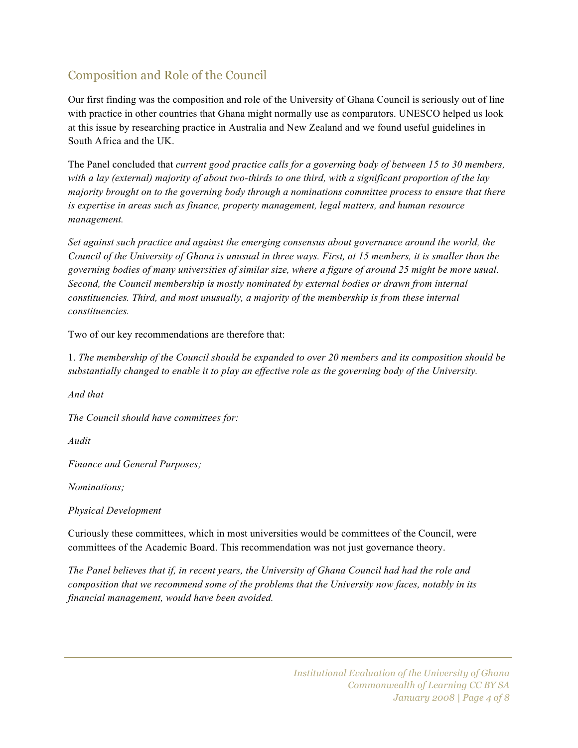## Composition and Role of the Council

Our first finding was the composition and role of the University of Ghana Council is seriously out of line with practice in other countries that Ghana might normally use as comparators. UNESCO helped us look at this issue by researching practice in Australia and New Zealand and we found useful guidelines in South Africa and the UK.

The Panel concluded that *current good practice calls for a governing body of between 15 to 30 members, with a lay (external) majority of about two-thirds to one third, with a significant proportion of the lay majority brought on to the governing body through a nominations committee process to ensure that there is expertise in areas such as finance, property management, legal matters, and human resource management.*

*Set against such practice and against the emerging consensus about governance around the world, the Council of the University of Ghana is unusual in three ways. First, at 15 members, it is smaller than the governing bodies of many universities of similar size, where a figure of around 25 might be more usual. Second, the Council membership is mostly nominated by external bodies or drawn from internal constituencies. Third, and most unusually, a majority of the membership is from these internal constituencies.*

Two of our key recommendations are therefore that:

1. *The membership of the Council should be expanded to over 20 members and its composition should be substantially changed to enable it to play an effective role as the governing body of the University.*

*And that*

*The Council should have committees for:*

*Audit*

*Finance and General Purposes;*

*Nominations;*

*Physical Development*

Curiously these committees, which in most universities would be committees of the Council, were committees of the Academic Board. This recommendation was not just governance theory.

*The Panel believes that if, in recent years, the University of Ghana Council had had the role and composition that we recommend some of the problems that the University now faces, notably in its financial management, would have been avoided.*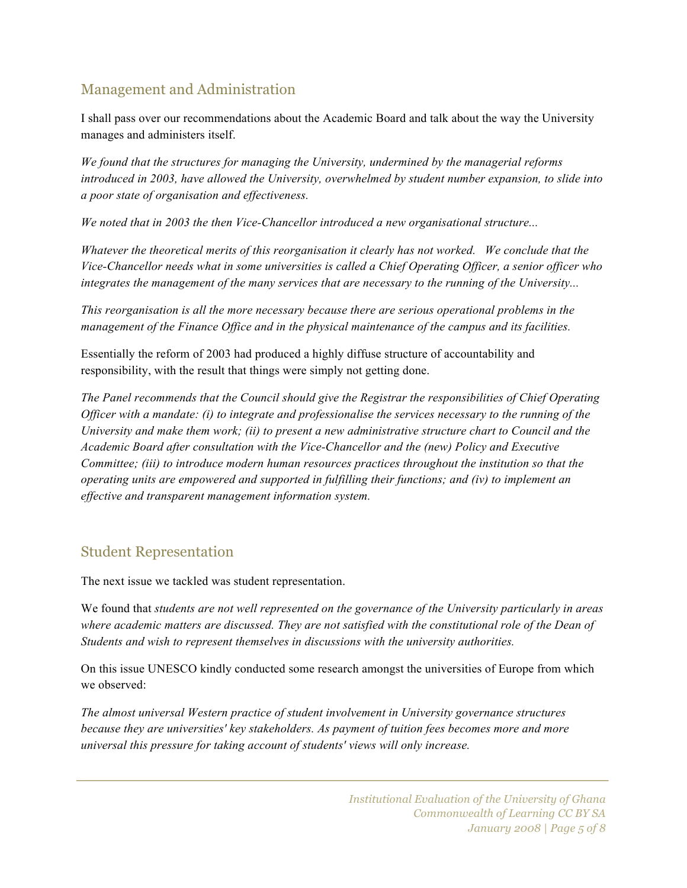## Management and Administration

I shall pass over our recommendations about the Academic Board and talk about the way the University manages and administers itself.

*We found that the structures for managing the University, undermined by the managerial reforms introduced in 2003, have allowed the University, overwhelmed by student number expansion, to slide into a poor state of organisation and effectiveness.*

*We noted that in 2003 the then Vice-Chancellor introduced a new organisational structure...*

*Whatever the theoretical merits of this reorganisation it clearly has not worked. We conclude that the Vice-Chancellor needs what in some universities is called a Chief Operating Officer, a senior officer who integrates the management of the many services that are necessary to the running of the University...*

*This reorganisation is all the more necessary because there are serious operational problems in the management of the Finance Office and in the physical maintenance of the campus and its facilities.*

Essentially the reform of 2003 had produced a highly diffuse structure of accountability and responsibility, with the result that things were simply not getting done.

*The Panel recommends that the Council should give the Registrar the responsibilities of Chief Operating Officer with a mandate: (i) to integrate and professionalise the services necessary to the running of the University and make them work; (ii) to present a new administrative structure chart to Council and the Academic Board after consultation with the Vice-Chancellor and the (new) Policy and Executive Committee; (iii) to introduce modern human resources practices throughout the institution so that the operating units are empowered and supported in fulfilling their functions; and (iv) to implement an effective and transparent management information system.*

## Student Representation

The next issue we tackled was student representation.

We found that *students are not well represented on the governance of the University particularly in areas where academic matters are discussed. They are not satisfied with the constitutional role of the Dean of Students and wish to represent themselves in discussions with the university authorities.*

On this issue UNESCO kindly conducted some research amongst the universities of Europe from which we observed:

*The almost universal Western practice of student involvement in University governance structures because they are universities' key stakeholders. As payment of tuition fees becomes more and more universal this pressure for taking account of students' views will only increase.*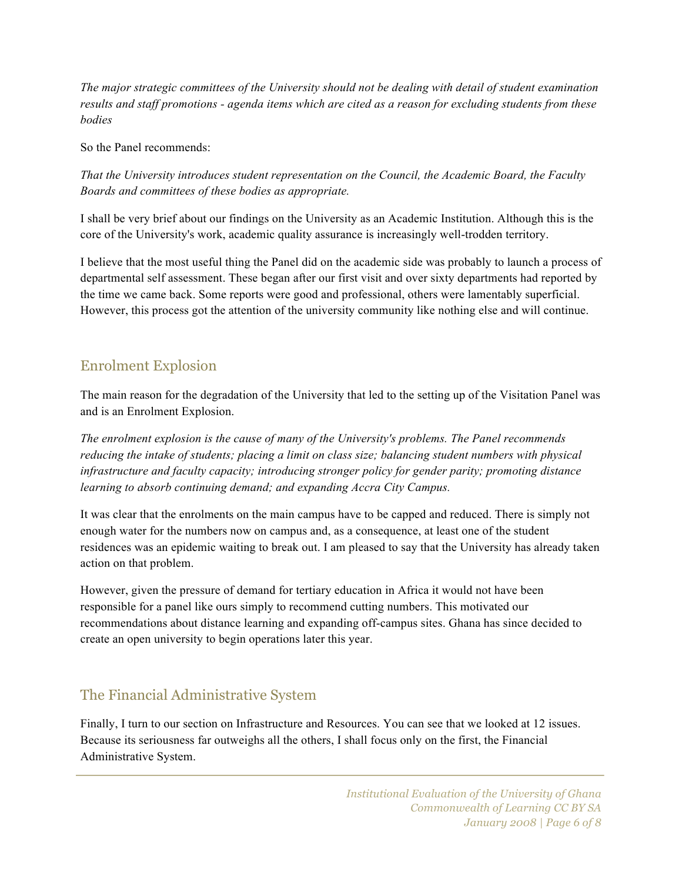*The major strategic committees of the University should not be dealing with detail of student examination results and staff promotions - agenda items which are cited as a reason for excluding students from these bodies*

So the Panel recommends:

*That the University introduces student representation on the Council, the Academic Board, the Faculty Boards and committees of these bodies as appropriate.*

I shall be very brief about our findings on the University as an Academic Institution. Although this is the core of the University's work, academic quality assurance is increasingly well-trodden territory.

I believe that the most useful thing the Panel did on the academic side was probably to launch a process of departmental self assessment. These began after our first visit and over sixty departments had reported by the time we came back. Some reports were good and professional, others were lamentably superficial. However, this process got the attention of the university community like nothing else and will continue.

## Enrolment Explosion

The main reason for the degradation of the University that led to the setting up of the Visitation Panel was and is an Enrolment Explosion.

*The enrolment explosion is the cause of many of the University's problems. The Panel recommends reducing the intake of students; placing a limit on class size; balancing student numbers with physical infrastructure and faculty capacity; introducing stronger policy for gender parity; promoting distance learning to absorb continuing demand; and expanding Accra City Campus.*

It was clear that the enrolments on the main campus have to be capped and reduced. There is simply not enough water for the numbers now on campus and, as a consequence, at least one of the student residences was an epidemic waiting to break out. I am pleased to say that the University has already taken action on that problem.

However, given the pressure of demand for tertiary education in Africa it would not have been responsible for a panel like ours simply to recommend cutting numbers. This motivated our recommendations about distance learning and expanding off-campus sites. Ghana has since decided to create an open university to begin operations later this year.

## The Financial Administrative System

Finally, I turn to our section on Infrastructure and Resources. You can see that we looked at 12 issues. Because its seriousness far outweighs all the others, I shall focus only on the first, the Financial Administrative System.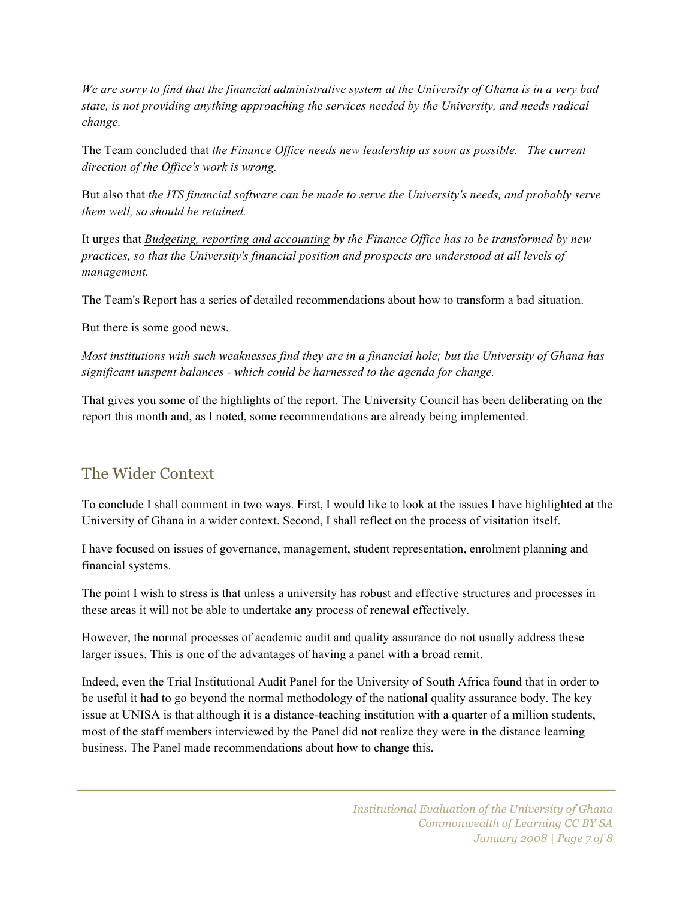*We are sorry to find that the financial administrative system at the University of Ghana is in a very bad state, is not providing anything approaching the services needed by the University, and needs radical change.*

The Team concluded that *the Finance Office needs new leadership as soon as possible. The current direction of the Office's work is wrong.*

But also that *the ITS financial software can be made to serve the University's needs, and probably serve them well, so should be retained.*

It urges that *Budgeting, reporting and accounting by the Finance Office has to be transformed by new practices, so that the University's financial position and prospects are understood at all levels of management.*

The Team's Report has a series of detailed recommendations about how to transform a bad situation.

But there is some good news.

*Most institutions with such weaknesses find they are in a financial hole; but the University of Ghana has significant unspent balances - which could be harnessed to the agenda for change.*

That gives you some of the highlights of the report. The University Council has been deliberating on the report this month and, as I noted, some recommendations are already being implemented.

## The Wider Context

To conclude I shall comment in two ways. First, I would like to look at the issues I have highlighted at the University of Ghana in a wider context. Second, I shall reflect on the process of visitation itself.

I have focused on issues of governance, management, student representation, enrolment planning and financial systems.

The point I wish to stress is that unless a university has robust and effective structures and processes in these areas it will not be able to undertake any process of renewal effectively.

However, the normal processes of academic audit and quality assurance do not usually address these larger issues. This is one of the advantages of having a panel with a broad remit.

Indeed, even the Trial Institutional Audit Panel for the University of South Africa found that in order to be useful it had to go beyond the normal methodology of the national quality assurance body. The key issue at UNISA is that although it is a distance-teaching institution with a quarter of a million students, most of the staff members interviewed by the Panel did not realize they were in the distance learning business. The Panel made recommendations about how to change this.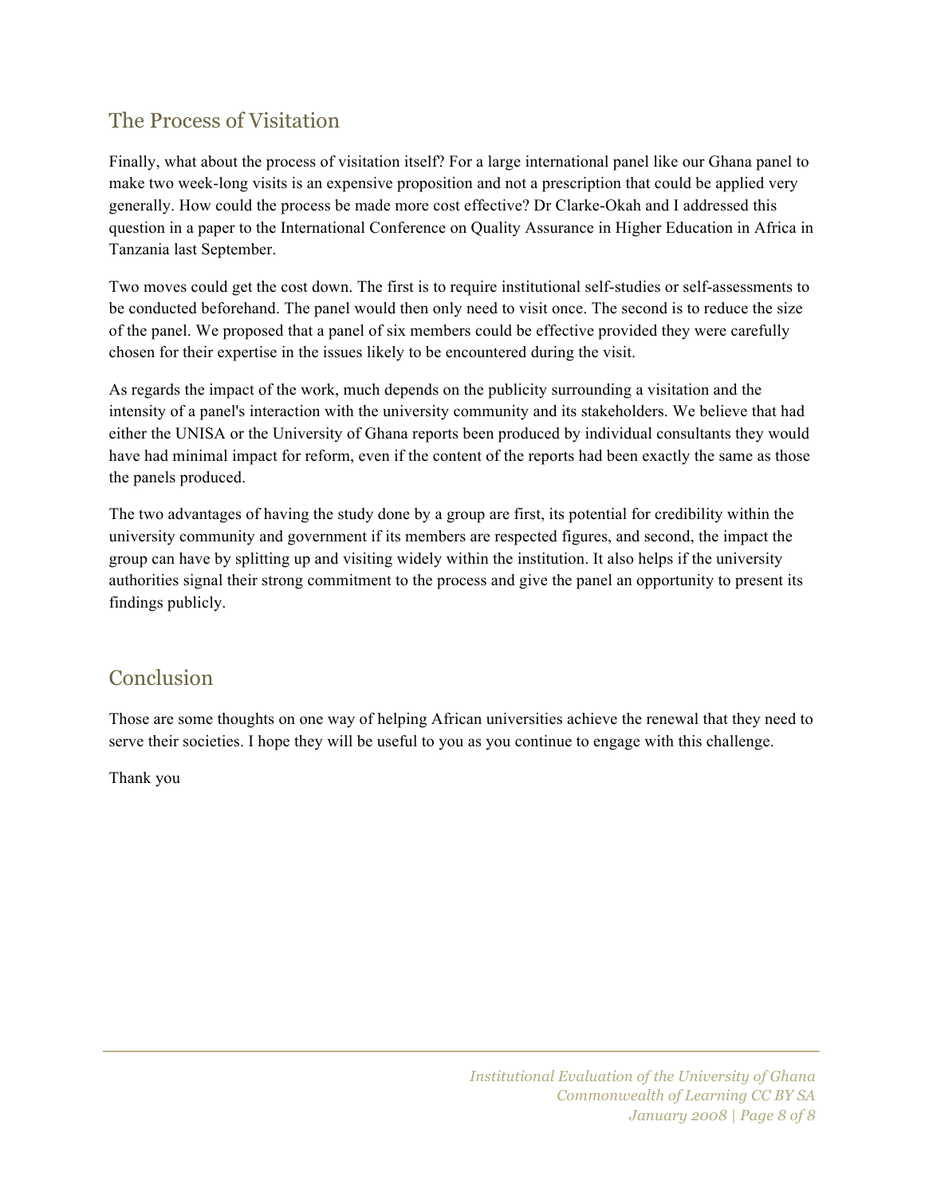## The Process of Visitation

Finally, what about the process of visitation itself? For a large international panel like our Ghana panel to make two week-long visits is an expensive proposition and not a prescription that could be applied very generally. How could the process be made more cost effective? Dr Clarke-Okah and I addressed this question in a paper to the International Conference on Quality Assurance in Higher Education in Africa in Tanzania last September.

Two moves could get the cost down. The first is to require institutional self-studies or self-assessments to be conducted beforehand. The panel would then only need to visit once. The second is to reduce the size of the panel. We proposed that a panel of six members could be effective provided they were carefully chosen for their expertise in the issues likely to be encountered during the visit.

As regards the impact of the work, much depends on the publicity surrounding a visitation and the intensity of a panel's interaction with the university community and its stakeholders. We believe that had either the UNISA or the University of Ghana reports been produced by individual consultants they would have had minimal impact for reform, even if the content of the reports had been exactly the same as those the panels produced.

The two advantages of having the study done by a group are first, its potential for credibility within the university community and government if its members are respected figures, and second, the impact the group can have by splitting up and visiting widely within the institution. It also helps if the university authorities signal their strong commitment to the process and give the panel an opportunity to present its findings publicly.

## Conclusion

Those are some thoughts on one way of helping African universities achieve the renewal that they need to serve their societies. I hope they will be useful to you as you continue to engage with this challenge.

Thank you